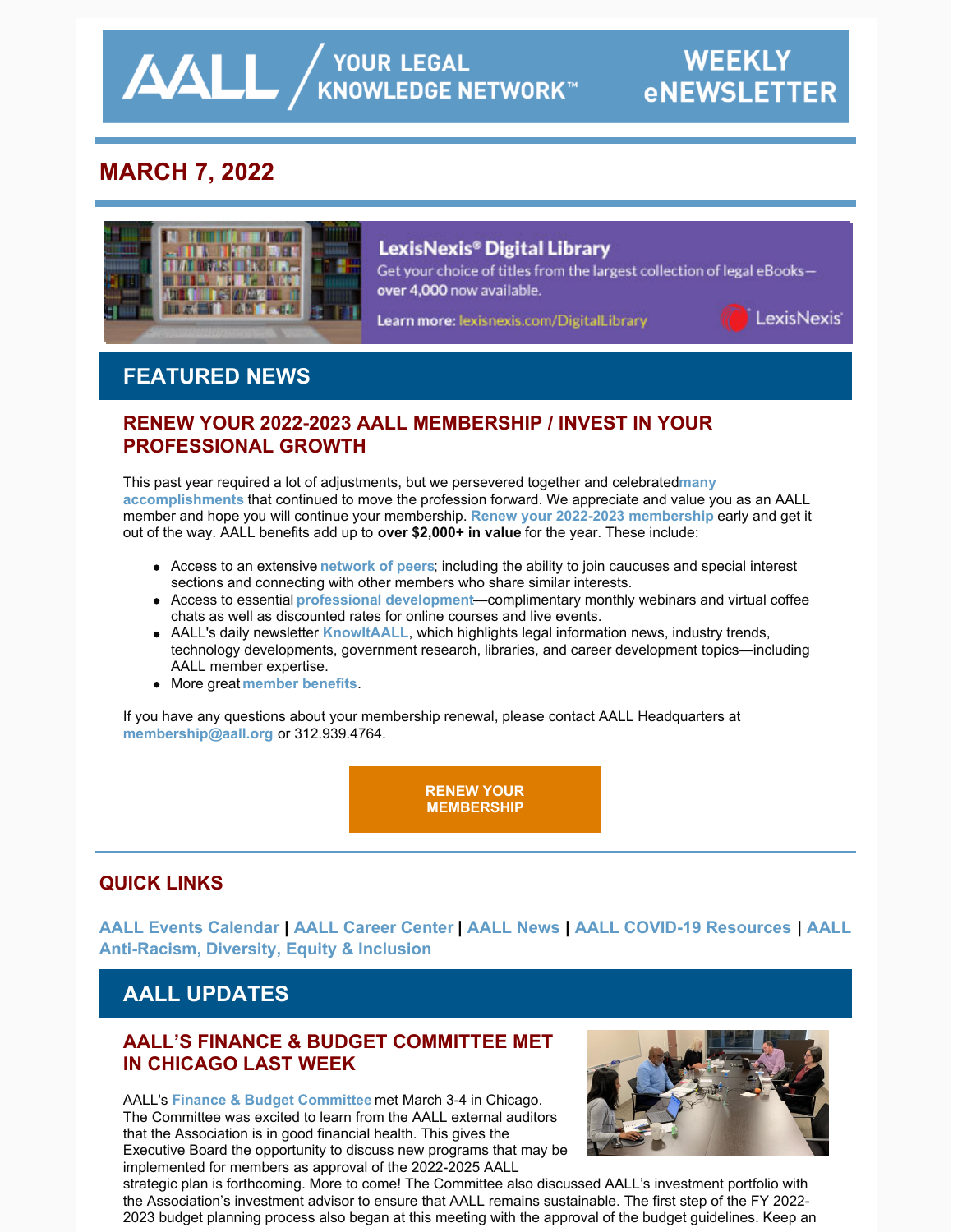# AALL / YOUR LEGAL KNOWLEDGE NETWORK™ WEEKLY eNEWSLETTER

## MARCH 7, 2022

**LexisNexis® Digital Library**

Get your choice of titles from the largest collection of legal eBooks—**over 4,000** now available.

**Learn more:** lexisnexis.com/DigitalLibrary

LexisNexis

## FEATURED NEWS

### RENEW YOUR 2022-2023 AALL MEMBERSHIP / INVEST IN YOUR PROFESSIONAL GROWTH

This past year required a lot of adjustments, but we persevered together and celebrated **many accomplishments** that continued to move the profession forward. We appreciate and value you as an AALL member and hope you will continue your membership. **Renew your 2022-2023 membership** early and get it out of the way. AALL benefits add up to **over $2,000+ in value** for the year. These include:

- Access to an extensive **network of peers**; including the ability to join caucuses and special interest sections and connecting with other members who share similar interests.
- Access to essential **professional development**—complimentary monthly webinars and virtual coffee chats as well as discounted rates for online courses and live events.
- AALL's daily newsletter **KnowItAALL**, which highlights legal information news, industry trends, technology developments, government research, libraries, and career development topics—including AALL member expertise.
- More great **member benefits**.

If you have any questions about your membership renewal, please contact AALL Headquarters at **membership@aall.org** or 312.939.4764.

**RENEW YOUR MEMBERSHIP**

## QUICK LINKS

**AALL Events Calendar** | **AALL Career Center** | **AALL News** | **AALL COVID-19 Resources** | **AALL Anti-Racism, Diversity, Equity & Inclusion**

## AALL UPDATES

### AALL'S FINANCE & BUDGET COMMITTEE MET IN CHICAGO LAST WEEK

AALL's **Finance & Budget Committee** met March 3-4 in Chicago. The Committee was excited to learn from the AALL external auditors that the Association is in good financial health. This gives the Executive Board the opportunity to discuss new programs that may be implemented for members as approval of the 2022-2025 AALL strategic plan is forthcoming. More to come! The Committee also discussed AALL's investment portfolio with the Association's investment advisor to ensure that AALL remains sustainable. The first step of the FY 2022-2023 budget planning process also began at this meeting with the approval of the budget guidelines. Keep an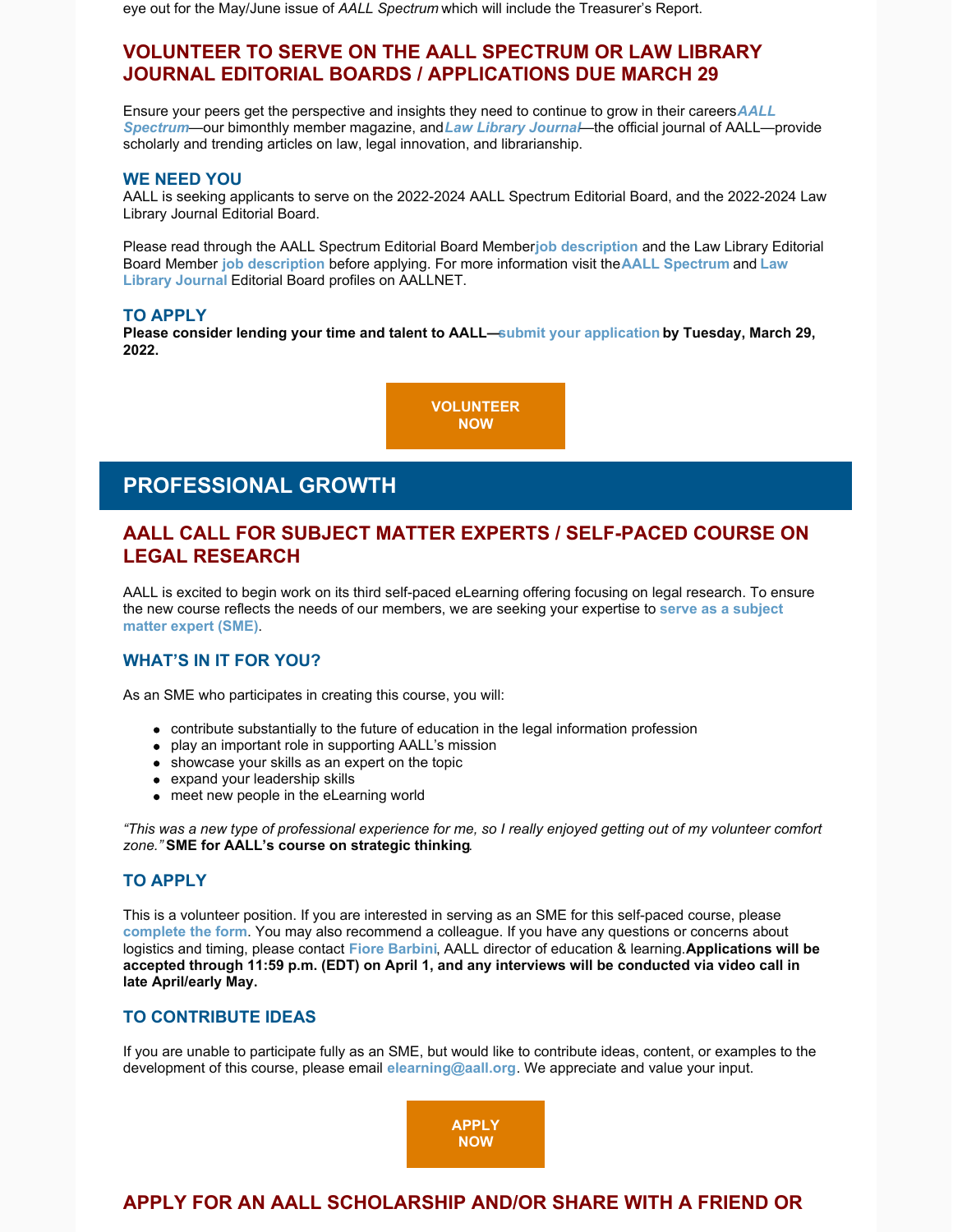eye out for the May/June issue of *AALL Spectrum* which will include the Treasurer's Report.

## VOLUNTEER TO SERVE ON THE AALL SPECTRUM OR LAW LIBRARY JOURNAL EDITORIAL BOARDS / APPLICATIONS DUE MARCH 29

Ensure your peers get the perspective and insights they need to continue to grow in their careers ***AALL Spectrum***—our bimonthly member magazine, and ***Law Library Journal***—the official journal of AALL—provide scholarly and trending articles on law, legal innovation, and librarianship.

### WE NEED YOU

AALL is seeking applicants to serve on the 2022-2024 AALL Spectrum Editorial Board, and the 2022-2024 Law Library Journal Editorial Board.

Please read through the AALL Spectrum Editorial Board Member **job description** and the Law Library Editorial Board Member **job description** before applying. For more information visit the **AALL Spectrum** and **Law Library Journal** Editorial Board profiles on AALLNET.

### TO APPLY

**Please consider lending your time and talent to AALL—submit your application by Tuesday, March 29, 2022.**

**VOLUNTEER NOW**

# PROFESSIONAL GROWTH

## AALL CALL FOR SUBJECT MATTER EXPERTS / SELF-PACED COURSE ON LEGAL RESEARCH

AALL is excited to begin work on its third self-paced eLearning offering focusing on legal research. To ensure the new course reflects the needs of our members, we are seeking your expertise to **serve as a subject matter expert (SME)**.

### WHAT'S IN IT FOR YOU?

As an SME who participates in creating this course, you will:

- contribute substantially to the future of education in the legal information profession
- play an important role in supporting AALL's mission
- showcase your skills as an expert on the topic
- expand your leadership skills
- meet new people in the eLearning world

*"This was a new type of professional experience for me, so I really enjoyed getting out of my volunteer comfort zone."* **SME for AALL's course on strategic thinking**.

### TO APPLY

This is a volunteer position. If you are interested in serving as an SME for this self-paced course, please **complete the form**. You may also recommend a colleague. If you have any questions or concerns about logistics and timing, please contact **Fiore Barbini**, AALL director of education & learning. **Applications will be accepted through 11:59 p.m. (EDT) on April 1, and any interviews will be conducted via video call in late April/early May.**

### TO CONTRIBUTE IDEAS

If you are unable to participate fully as an SME, but would like to contribute ideas, content, or examples to the development of this course, please email **elearning@aall.org**. We appreciate and value your input.

**APPLY NOW**

## APPLY FOR AN AALL SCHOLARSHIP AND/OR SHARE WITH A FRIEND OR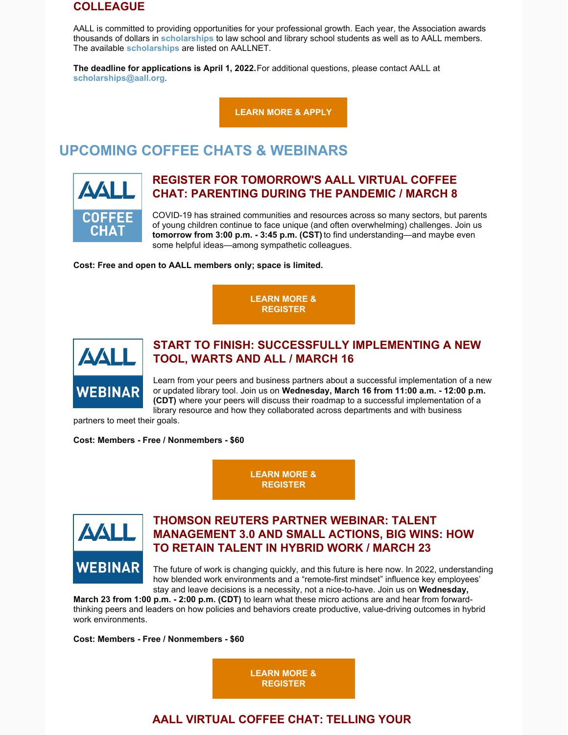## COLLEAGUE

AALL is committed to providing opportunities for your professional growth. Each year, the Association awards thousands of dollars in **scholarships** to law school and library school students as well as to AALL members. The available **scholarships** are listed on AALLNET.

**The deadline for applications is April 1, 2022.** For additional questions, please contact AALL at **scholarships@aall.org**.

**LEARN MORE & APPLY**

# UPCOMING COFFEE CHATS & WEBINARS

AALL COFFEE CHAT

## REGISTER FOR TOMORROW'S AALL VIRTUAL COFFEE CHAT: PARENTING DURING THE PANDEMIC / MARCH 8

COVID-19 has strained communities and resources across so many sectors, but parents of young children continue to face unique (and often overwhelming) challenges. Join us **tomorrow from 3:00 p.m. - 3:45 p.m. (CST)** to find understanding—and maybe even some helpful ideas—among sympathetic colleagues.

**Cost: Free and open to AALL members only; space is limited.**

**LEARN MORE & REGISTER**

AALL WEBINAR

## START TO FINISH: SUCCESSFULLY IMPLEMENTING A NEW TOOL, WARTS AND ALL / MARCH 16

Learn from your peers and business partners about a successful implementation of a new or updated library tool. Join us on **Wednesday, March 16 from 11:00 a.m. - 12:00 p.m. (CDT)** where your peers will discuss their roadmap to a successful implementation of a library resource and how they collaborated across departments and with business partners to meet their goals.

**Cost: Members - Free / Nonmembers - $60**

**LEARN MORE & REGISTER**

AALL WEBINAR

## THOMSON REUTERS PARTNER WEBINAR: TALENT MANAGEMENT 3.0 AND SMALL ACTIONS, BIG WINS: HOW TO RETAIN TALENT IN HYBRID WORK / MARCH 23

The future of work is changing quickly, and this future is here now. In 2022, understanding how blended work environments and a "remote-first mindset" influence key employees' stay and leave decisions is a necessity, not a nice-to-have. Join us on **Wednesday, March 23 from 1:00 p.m. - 2:00 p.m. (CDT)** to learn what these micro actions are and hear from forward-thinking peers and leaders on how policies and behaviors create productive, value-driving outcomes in hybrid work environments.

**Cost: Members - Free / Nonmembers - $60**

**LEARN MORE & REGISTER**

## AALL VIRTUAL COFFEE CHAT: TELLING YOUR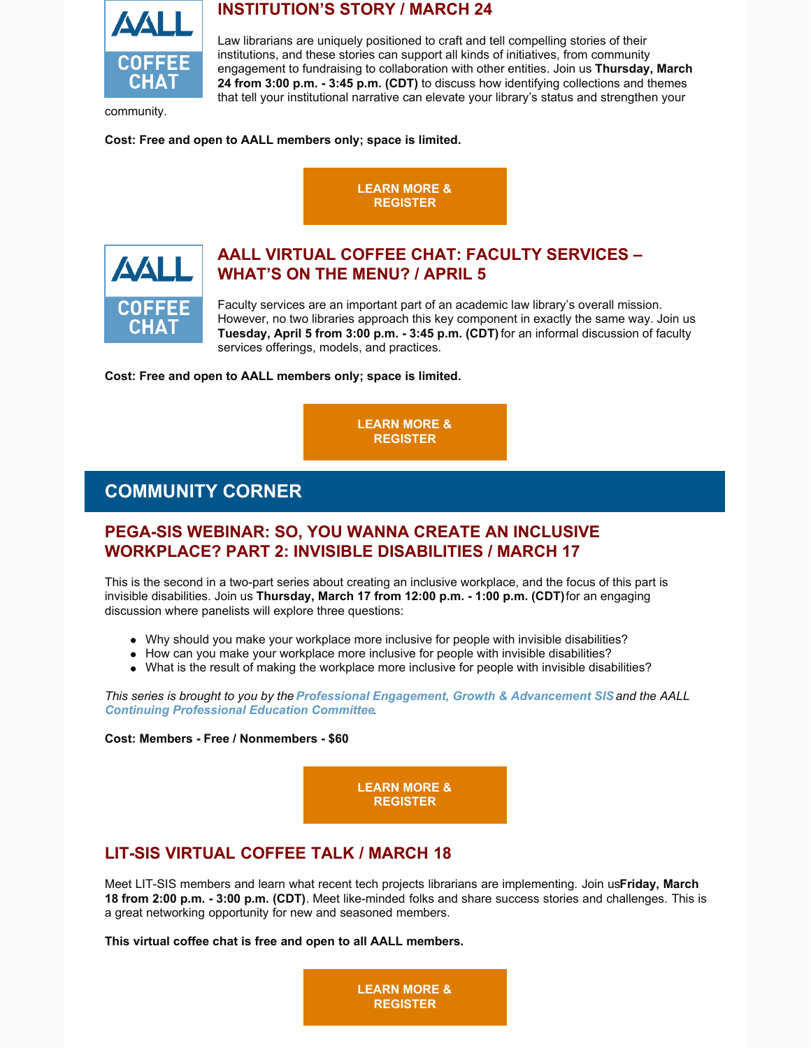## INSTITUTION'S STORY / MARCH 24

Law librarians are uniquely positioned to craft and tell compelling stories of their institutions, and these stories can support all kinds of initiatives, from community engagement to fundraising to collaboration with other entities. Join us **Thursday, March 24 from 3:00 p.m. - 3:45 p.m. (CDT)** to discuss how identifying collections and themes that tell your institutional narrative can elevate your library's status and strengthen your community.

**Cost: Free and open to AALL members only; space is limited.**

**LEARN MORE & REGISTER**

## AALL VIRTUAL COFFEE CHAT: FACULTY SERVICES – WHAT'S ON THE MENU? / APRIL 5

Faculty services are an important part of an academic law library's overall mission. However, no two libraries approach this key component in exactly the same way. Join us **Tuesday, April 5 from 3:00 p.m. - 3:45 p.m. (CDT)** for an informal discussion of faculty services offerings, models, and practices.

**Cost: Free and open to AALL members only; space is limited.**

**LEARN MORE & REGISTER**

# COMMUNITY CORNER

## PEGA-SIS WEBINAR: SO, YOU WANNA CREATE AN INCLUSIVE WORKPLACE? PART 2: INVISIBLE DISABILITIES / MARCH 17

This is the second in a two-part series about creating an inclusive workplace, and the focus of this part is invisible disabilities. Join us **Thursday, March 17 from 12:00 p.m. - 1:00 p.m. (CDT)** for an engaging discussion where panelists will explore three questions:

- Why should you make your workplace more inclusive for people with invisible disabilities?
- How can you make your workplace more inclusive for people with invisible disabilities?
- What is the result of making the workplace more inclusive for people with invisible disabilities?

*This series is brought to you by the **Professional Engagement, Growth & Advancement SIS** and the AALL **Continuing Professional Education Committee**.*

**Cost: Members - Free / Nonmembers - $60**

**LEARN MORE & REGISTER**

## LIT-SIS VIRTUAL COFFEE TALK / MARCH 18

Meet LIT-SIS members and learn what recent tech projects librarians are implementing. Join us **Friday, March 18 from 2:00 p.m. - 3:00 p.m. (CDT)**. Meet like-minded folks and share success stories and challenges. This is a great networking opportunity for new and seasoned members.

**This virtual coffee chat is free and open to all AALL members.**

**LEARN MORE & REGISTER**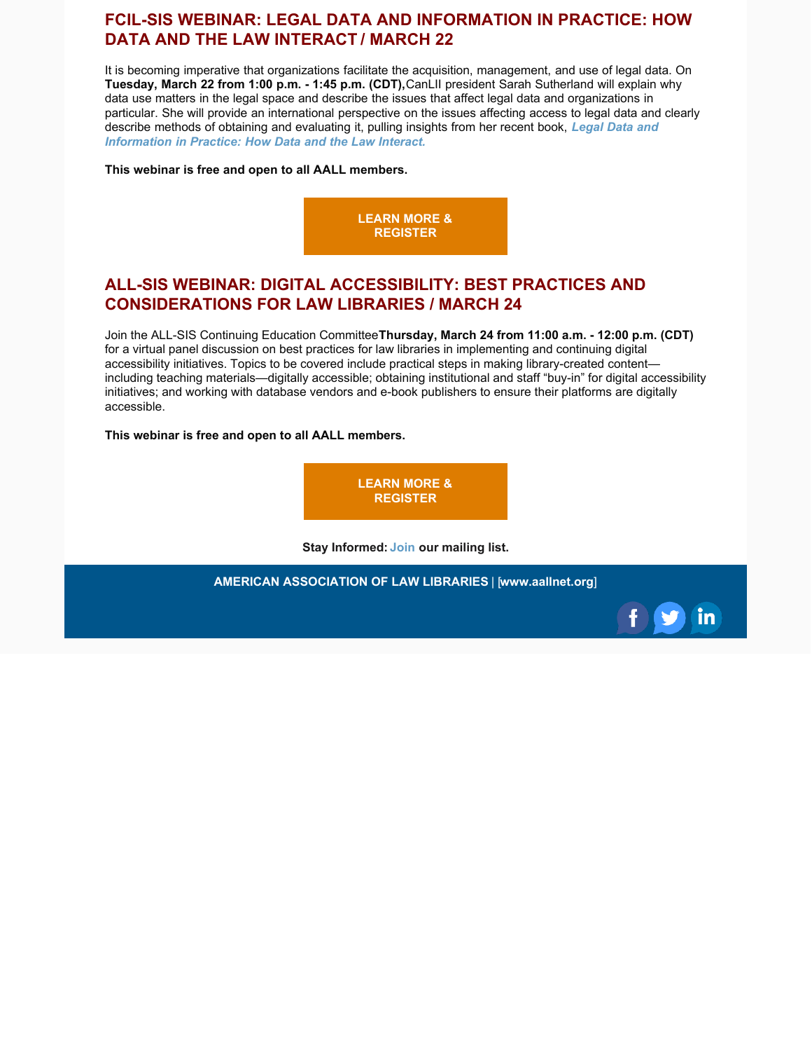## FCIL-SIS WEBINAR: LEGAL DATA AND INFORMATION IN PRACTICE: HOW DATA AND THE LAW INTERACT / MARCH 22

It is becoming imperative that organizations facilitate the acquisition, management, and use of legal data. On **Tuesday, March 22 from 1:00 p.m. - 1:45 p.m. (CDT),** CanLII president Sarah Sutherland will explain why data use matters in the legal space and describe the issues that affect legal data and organizations in particular. She will provide an international perspective on the issues affecting access to legal data and clearly describe methods of obtaining and evaluating it, pulling insights from her recent book, ***Legal Data and Information in Practice: How Data and the Law Interact.***

**This webinar is free and open to all AALL members.**

**LEARN MORE & REGISTER**

## ALL-SIS WEBINAR: DIGITAL ACCESSIBILITY: BEST PRACTICES AND CONSIDERATIONS FOR LAW LIBRARIES / MARCH 24

Join the ALL-SIS Continuing Education Committee**Thursday, March 24 from 11:00 a.m. - 12:00 p.m. (CDT)** for a virtual panel discussion on best practices for law libraries in implementing and continuing digital accessibility initiatives. Topics to be covered include practical steps in making library-created content—including teaching materials—digitally accessible; obtaining institutional and staff "buy-in" for digital accessibility initiatives; and working with database vendors and e-book publishers to ensure their platforms are digitally accessible.

**This webinar is free and open to all AALL members.**

**LEARN MORE & REGISTER**

**Stay Informed: Join our mailing list.**

**AMERICAN ASSOCIATION OF LAW LIBRARIES | [www.aallnet.org]**